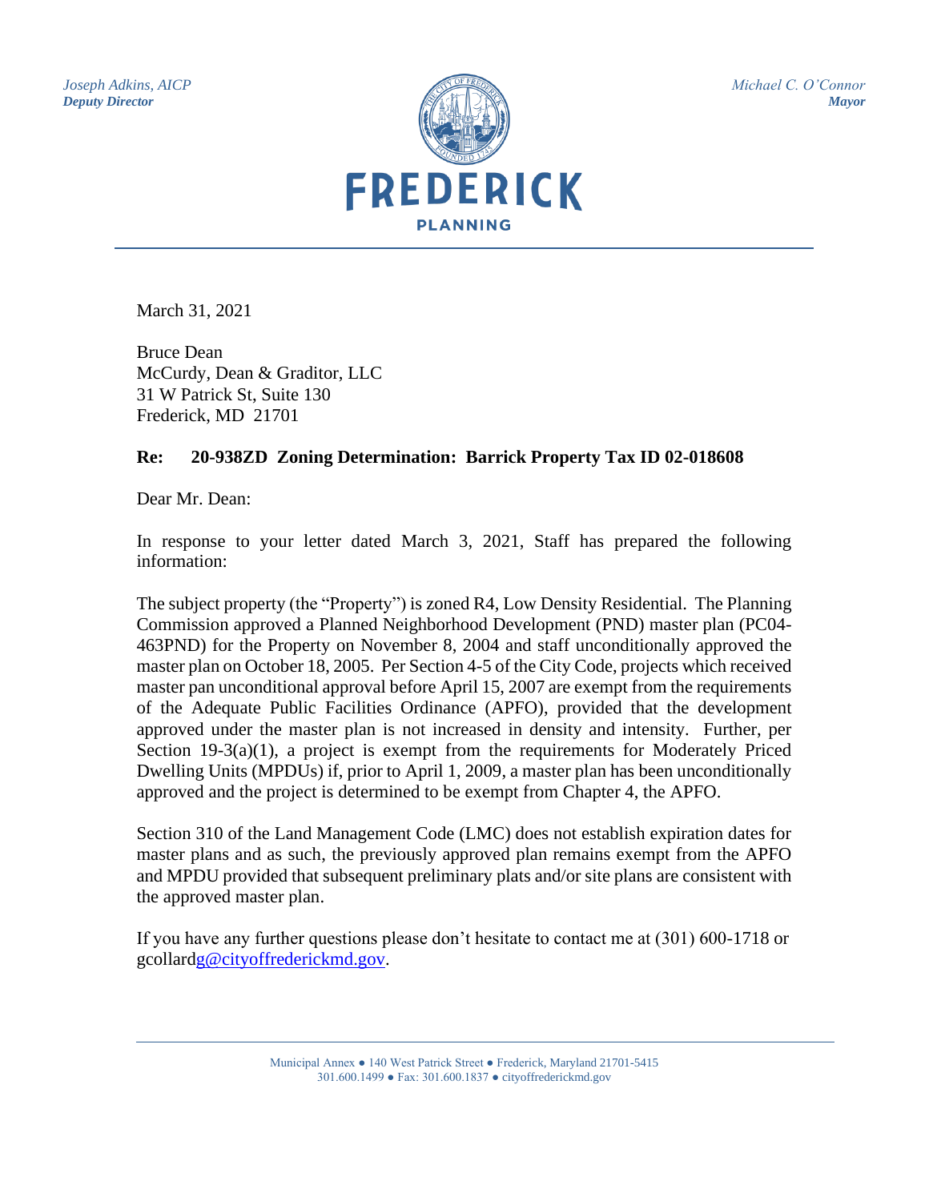*Joseph Adkins, AICP*
***Deputy Director***

*Michael C. O'Connor*
***Mayor***

FREDERICK
PLANNING

March 31, 2021

Bruce Dean
McCurdy, Dean & Graditor, LLC
31 W Patrick St, Suite 130
Frederick, MD 21701

**Re: 20-938ZD Zoning Determination: Barrick Property Tax ID 02-018608**

Dear Mr. Dean:

In response to your letter dated March 3, 2021, Staff has prepared the following information:

The subject property (the "Property") is zoned R4, Low Density Residential. The Planning Commission approved a Planned Neighborhood Development (PND) master plan (PC04-463PND) for the Property on November 8, 2004 and staff unconditionally approved the master plan on October 18, 2005. Per Section 4-5 of the City Code, projects which received master pan unconditional approval before April 15, 2007 are exempt from the requirements of the Adequate Public Facilities Ordinance (APFO), provided that the development approved under the master plan is not increased in density and intensity. Further, per Section 19-3(a)(1), a project is exempt from the requirements for Moderately Priced Dwelling Units (MPDUs) if, prior to April 1, 2009, a master plan has been unconditionally approved and the project is determined to be exempt from Chapter 4, the APFO.

Section 310 of the Land Management Code (LMC) does not establish expiration dates for master plans and as such, the previously approved plan remains exempt from the APFO and MPDU provided that subsequent preliminary plats and/or site plans are consistent with the approved master plan.

If you have any further questions please don't hesitate to contact me at (301) 600-1718 or gcollardg@cityoffrederickmd.gov.

Municipal Annex ● 140 West Patrick Street ● Frederick, Maryland 21701-5415
301.600.1499 ● Fax: 301.600.1837 ● cityoffrederickmd.gov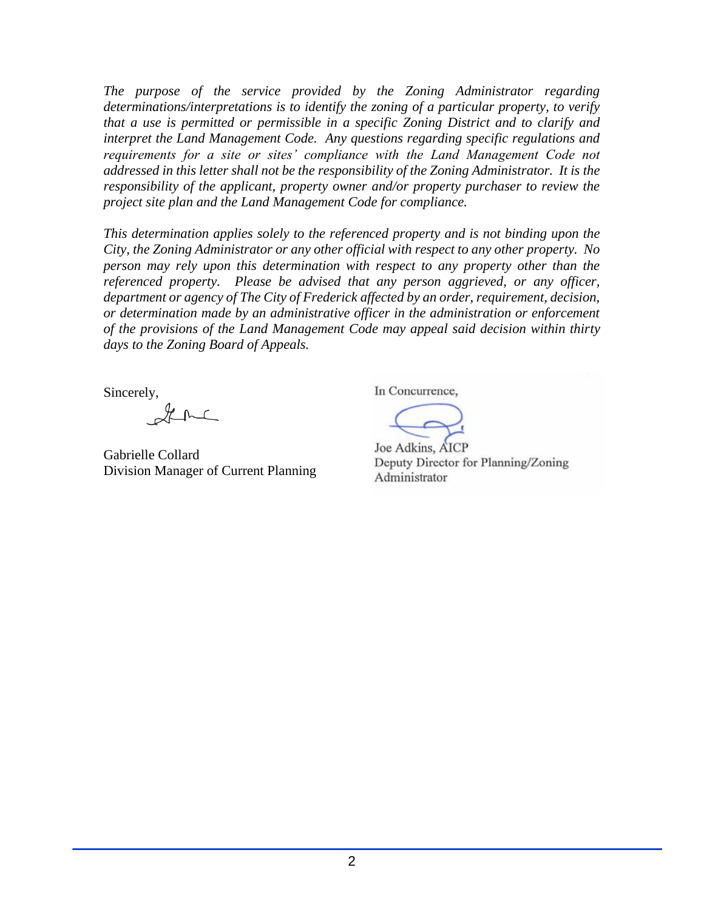*The purpose of the service provided by the Zoning Administrator regarding determinations/interpretations is to identify the zoning of a particular property, to verify that a use is permitted or permissible in a specific Zoning District and to clarify and interpret the Land Management Code. Any questions regarding specific regulations and requirements for a site or sites' compliance with the Land Management Code not addressed in this letter shall not be the responsibility of the Zoning Administrator. It is the responsibility of the applicant, property owner and/or property purchaser to review the project site plan and the Land Management Code for compliance.*

*This determination applies solely to the referenced property and is not binding upon the City, the Zoning Administrator or any other official with respect to any other property. No person may rely upon this determination with respect to any property other than the referenced property. Please be advised that any person aggrieved, or any officer, department or agency of The City of Frederick affected by an order, requirement, decision, or determination made by an administrative officer in the administration or enforcement of the provisions of the Land Management Code may appeal said decision within thirty days to the Zoning Board of Appeals.*

Sincerely,

Gabrielle Collard
Division Manager of Current Planning

In Concurrence,

Joe Adkins, AICP
Deputy Director for Planning/Zoning Administrator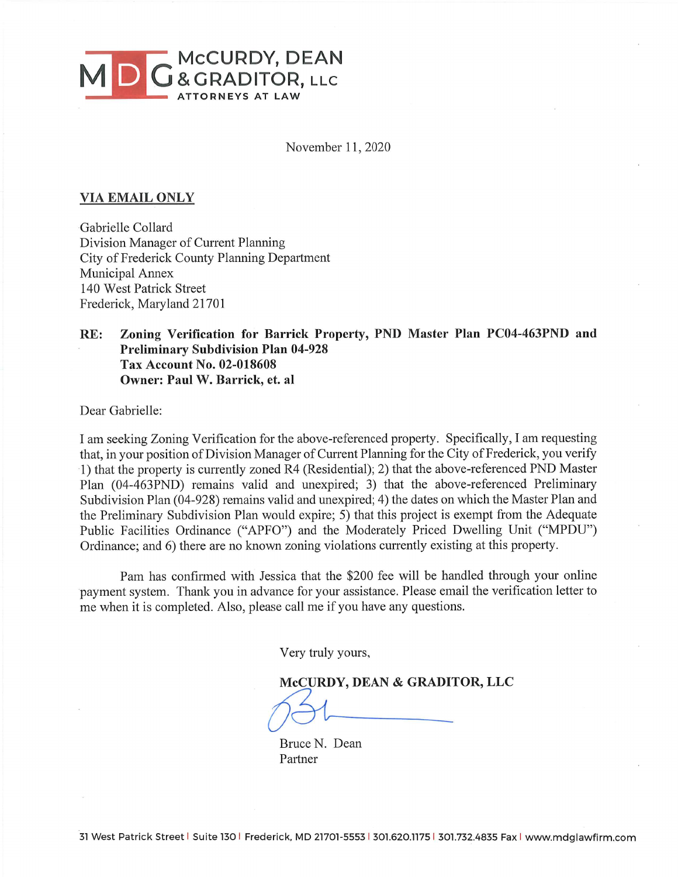**McCURDY, DEAN & GRADITOR, LLC**
**ATTORNEYS AT LAW**

November 11, 2020

**VIA EMAIL ONLY**

Gabrielle Collard
Division Manager of Current Planning
City of Frederick County Planning Department
Municipal Annex
140 West Patrick Street
Frederick, Maryland 21701

**RE: Zoning Verification for Barrick Property, PND Master Plan PC04-463PND and Preliminary Subdivision Plan 04-928**
**Tax Account No. 02-018608**
**Owner: Paul W. Barrick, et. al**

Dear Gabrielle:

I am seeking Zoning Verification for the above-referenced property. Specifically, I am requesting that, in your position of Division Manager of Current Planning for the City of Frederick, you verify 1) that the property is currently zoned R4 (Residential); 2) that the above-referenced PND Master Plan (04-463PND) remains valid and unexpired; 3) that the above-referenced Preliminary Subdivision Plan (04-928) remains valid and unexpired; 4) the dates on which the Master Plan and the Preliminary Subdivision Plan would expire; 5) that this project is exempt from the Adequate Public Facilities Ordinance ("APFO") and the Moderately Priced Dwelling Unit ("MPDU") Ordinance; and 6) there are no known zoning violations currently existing at this property.

Pam has confirmed with Jessica that the $200 fee will be handled through your online payment system. Thank you in advance for your assistance. Please email the verification letter to me when it is completed. Also, please call me if you have any questions.

Very truly yours,

**McCURDY, DEAN & GRADITOR, LLC**

Bruce N. Dean
Partner

31 West Patrick Street | Suite 130 | Frederick, MD 21701-5553 | 301.620.1175 | 301.732.4835 Fax | www.mdglawfirm.com